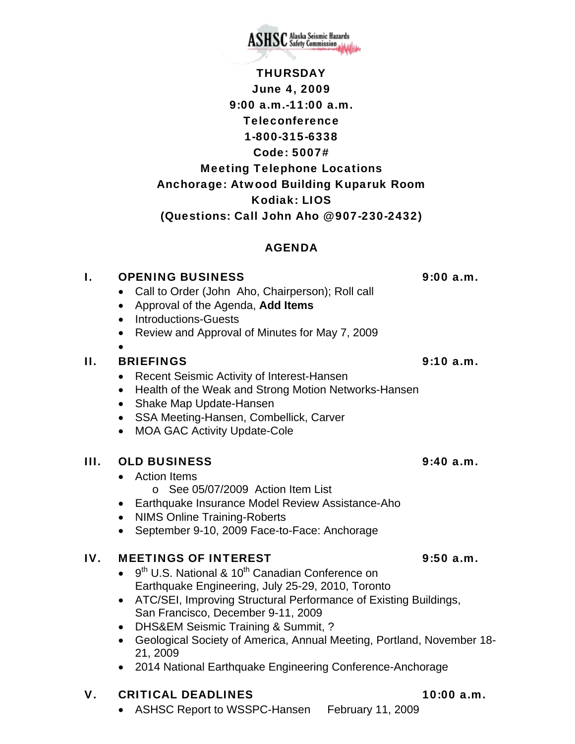ASHSC Alaska Seismic Hazards Safety Commission

**THURSDAY**
**June 4, 2009**
**9:00 a.m.-11:00 a.m.**
**Teleconference**
**1-800-315-6338**
**Code: 5007#**
**Meeting Telephone Locations**
**Anchorage: Atwood Building Kuparuk Room**
**Kodiak: LIOS**
**(Questions: Call John Aho @907-230-2432)**

## AGENDA

### I. OPENING BUSINESS — 9:00 a.m.

- Call to Order (John Aho, Chairperson); Roll call
- Approval of the Agenda, **Add Items**
- Introductions-Guests
- Review and Approval of Minutes for May 7, 2009
- 

### II. BRIEFINGS — 9:10 a.m.

- Recent Seismic Activity of Interest-Hansen
- Health of the Weak and Strong Motion Networks-Hansen
- Shake Map Update-Hansen
- SSA Meeting-Hansen, Combellick, Carver
- MOA GAC Activity Update-Cole

### III. OLD BUSINESS — 9:40 a.m.

- Action Items
  - See 05/07/2009 Action Item List
- Earthquake Insurance Model Review Assistance-Aho
- NIMS Online Training-Roberts
- September 9-10, 2009 Face-to-Face: Anchorage

### IV. MEETINGS OF INTEREST — 9:50 a.m.

- 9th U.S. National & 10th Canadian Conference on Earthquake Engineering, July 25-29, 2010, Toronto
- ATC/SEI, Improving Structural Performance of Existing Buildings, San Francisco, December 9-11, 2009
- DHS&EM Seismic Training & Summit, ?
- Geological Society of America, Annual Meeting, Portland, November 18-21, 2009
- 2014 National Earthquake Engineering Conference-Anchorage

### V. CRITICAL DEADLINES — 10:00 a.m.

- ASHSC Report to WSSPC-Hansen — February 11, 2009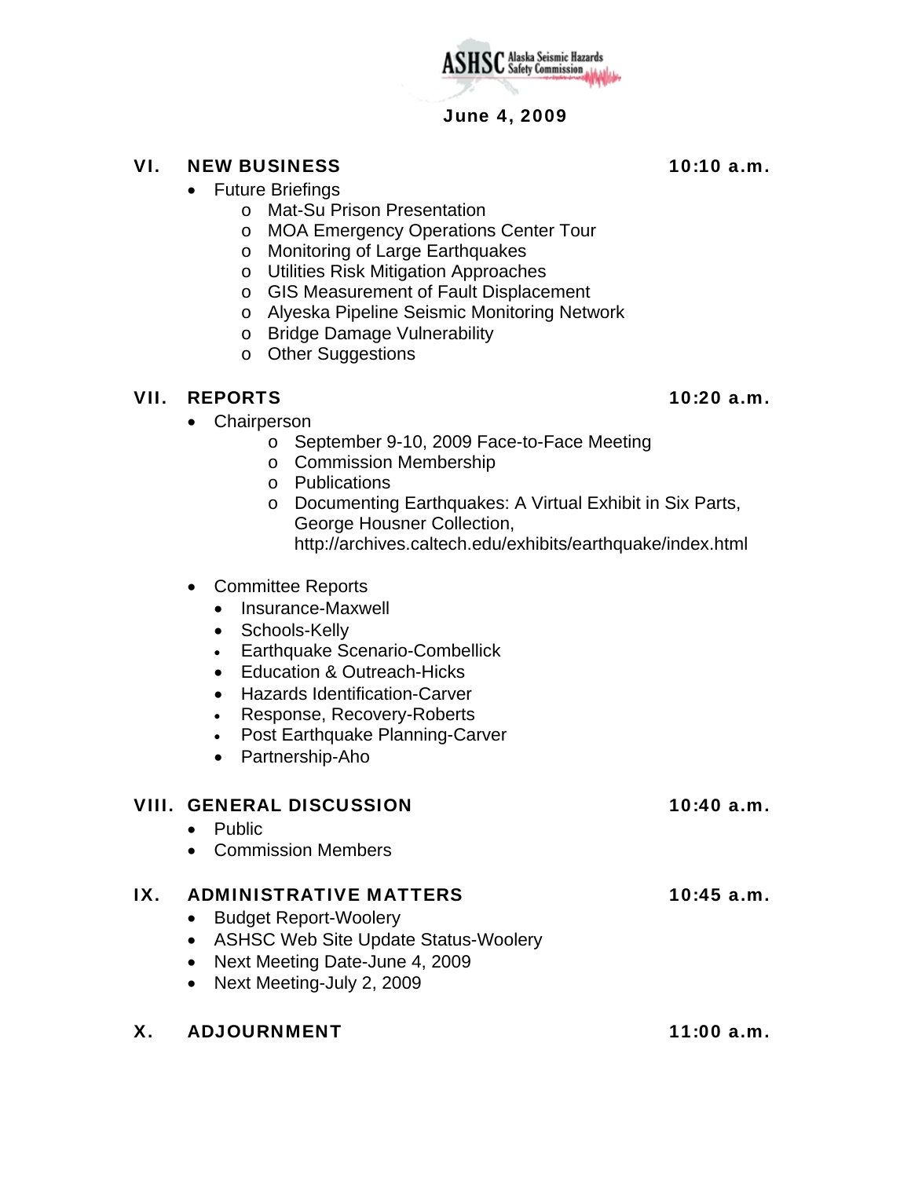ASHSC Alaska Seismic Hazards Safety Commission

**June 4, 2009**

## VI. NEW BUSINESS 10:10 a.m.

- Future Briefings
  - Mat-Su Prison Presentation
  - MOA Emergency Operations Center Tour
  - Monitoring of Large Earthquakes
  - Utilities Risk Mitigation Approaches
  - GIS Measurement of Fault Displacement
  - Alyeska Pipeline Seismic Monitoring Network
  - Bridge Damage Vulnerability
  - Other Suggestions

## VII. REPORTS 10:20 a.m.

- Chairperson
  - September 9-10, 2009 Face-to-Face Meeting
  - Commission Membership
  - Publications
  - Documenting Earthquakes: A Virtual Exhibit in Six Parts, George Housner Collection, http://archives.caltech.edu/exhibits/earthquake/index.html

- Committee Reports
  - Insurance-Maxwell
  - Schools-Kelly
  - Earthquake Scenario-Combellick
  - Education & Outreach-Hicks
  - Hazards Identification-Carver
  - Response, Recovery-Roberts
  - Post Earthquake Planning-Carver
  - Partnership-Aho

## VIII. GENERAL DISCUSSION 10:40 a.m.

- Public
- Commission Members

## IX. ADMINISTRATIVE MATTERS 10:45 a.m.

- Budget Report-Woolery
- ASHSC Web Site Update Status-Woolery
- Next Meeting Date-June 4, 2009
- Next Meeting-July 2, 2009

## X. ADJOURNMENT 11:00 a.m.